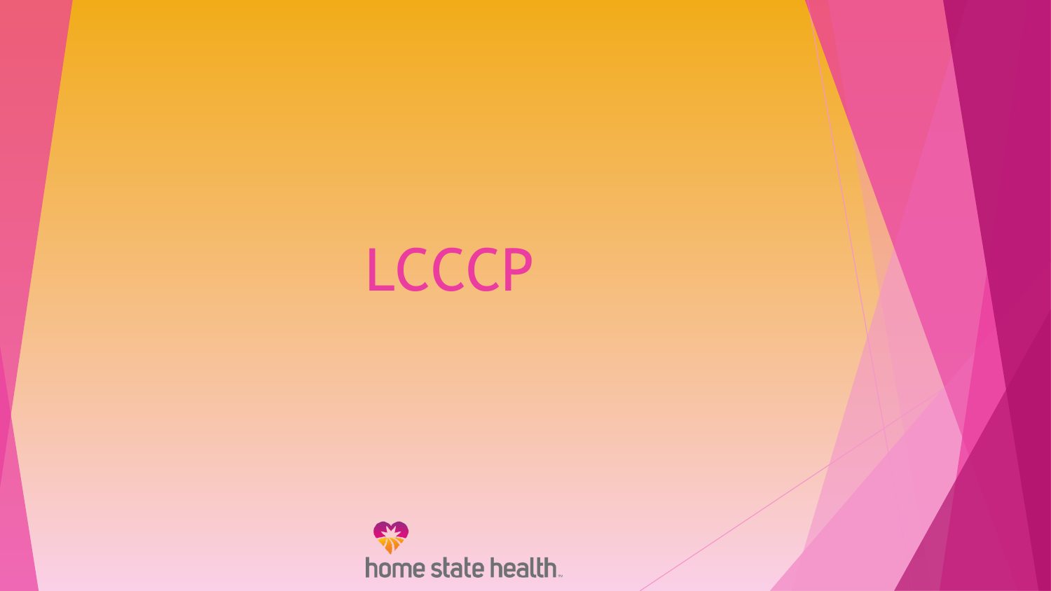# LCCCP

home state health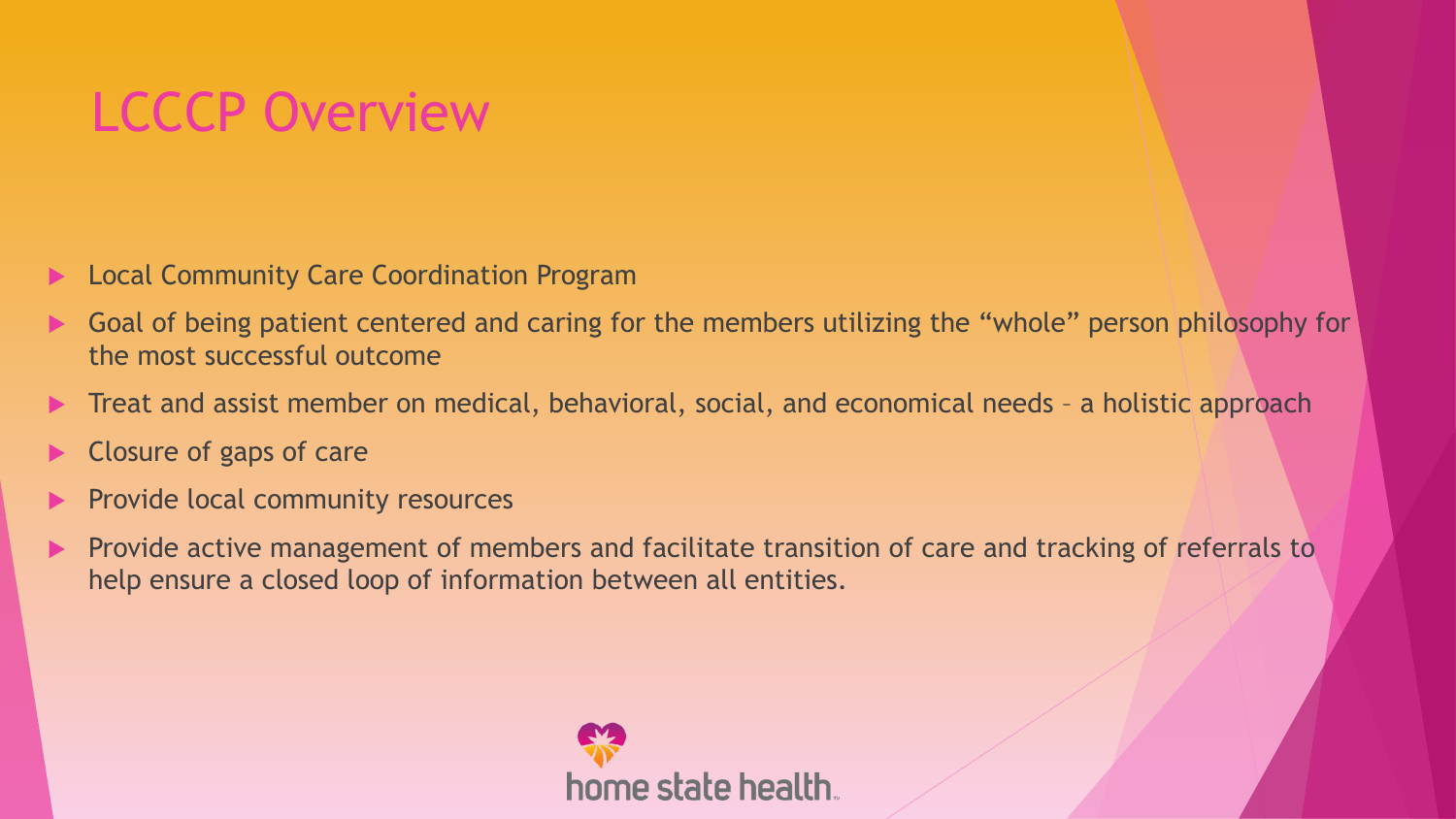# LCCCP Overview

- Local Community Care Coordination Program
- Goal of being patient centered and caring for the members utilizing the "whole" person philosophy for the most successful outcome
- Treat and assist member on medical, behavioral, social, and economical needs – a holistic approach
- Closure of gaps of care
- Provide local community resources
- Provide active management of members and facilitate transition of care and tracking of referrals to help ensure a closed loop of information between all entities.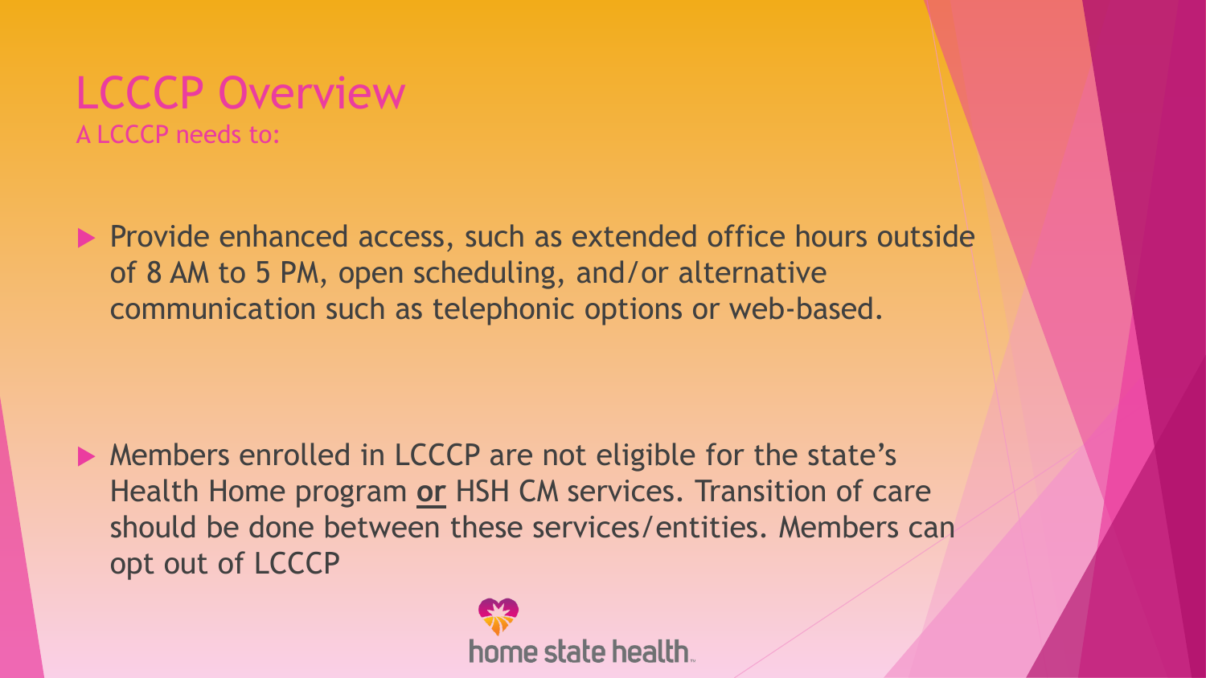# LCCCP Overview

A LCCCP needs to:

- Provide enhanced access, such as extended office hours outside of 8 AM to 5 PM, open scheduling, and/or alternative communication such as telephonic options or web-based.

- Members enrolled in LCCCP are not eligible for the state's Health Home program **or** HSH CM services. Transition of care should be done between these services/entities. Members can opt out of LCCCP

home state health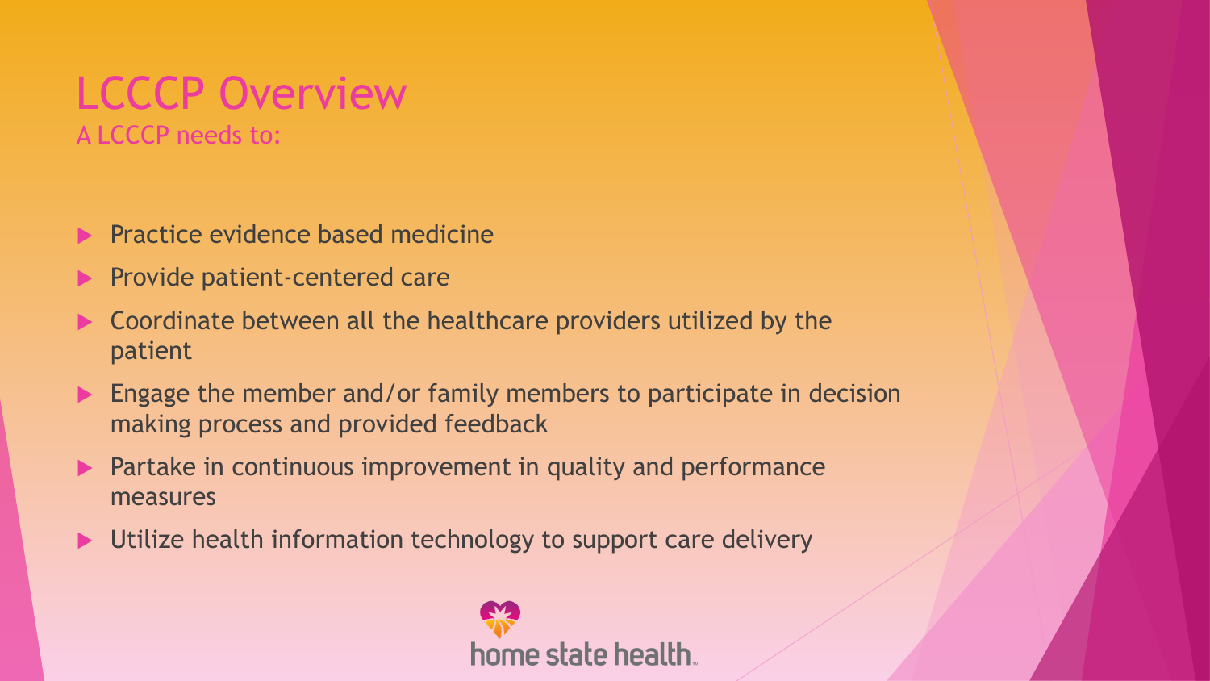# LCCCP Overview

A LCCCP needs to:

- Practice evidence based medicine
- Provide patient-centered care
- Coordinate between all the healthcare providers utilized by the patient
- Engage the member and/or family members to participate in decision making process and provided feedback
- Partake in continuous improvement in quality and performance measures
- Utilize health information technology to support care delivery

home state health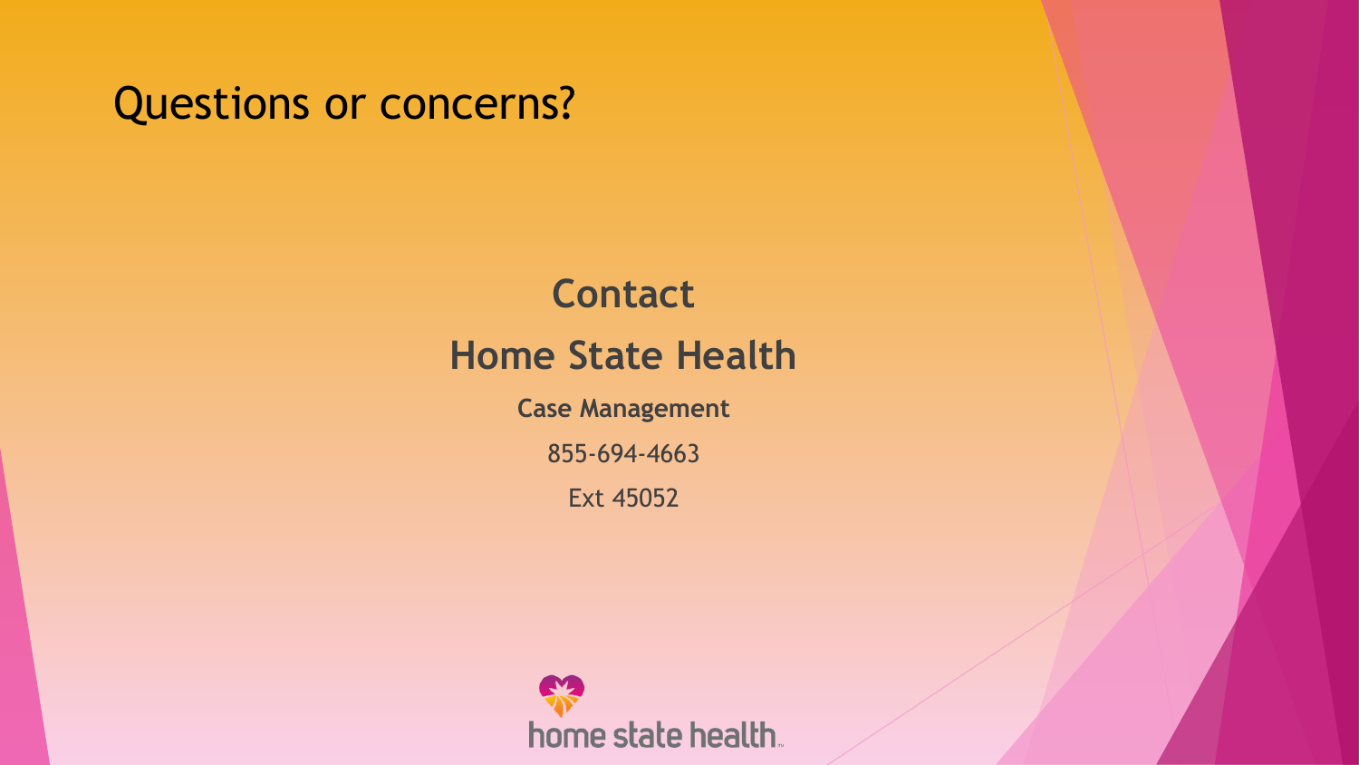# Questions or concerns?

## Contact

## Home State Health

**Case Management**

855-694-4663

Ext 45052

home state health